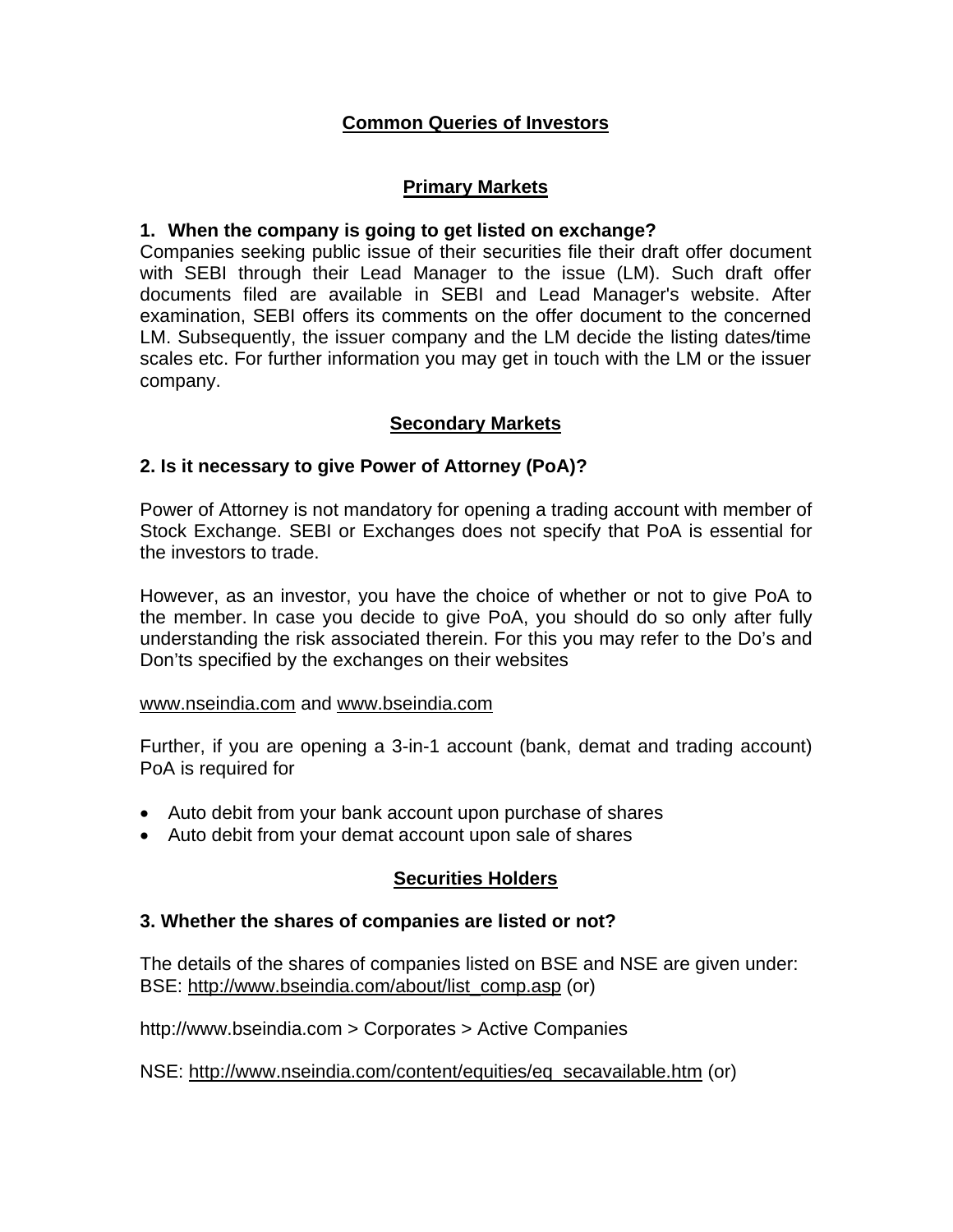# Common Queries of Investors

## Primary Markets

### 1. When the company is going to get listed on exchange?

Companies seeking public issue of their securities file their draft offer document with SEBI through their Lead Manager to the issue (LM). Such draft offer documents filed are available in SEBI and Lead Manager's website. After examination, SEBI offers its comments on the offer document to the concerned LM. Subsequently, the issuer company and the LM decide the listing dates/time scales etc. For further information you may get in touch with the LM or the issuer company.

## Secondary Markets

### 2. Is it necessary to give Power of Attorney (PoA)?

Power of Attorney is not mandatory for opening a trading account with member of Stock Exchange. SEBI or Exchanges does not specify that PoA is essential for the investors to trade.

However, as an investor, you have the choice of whether or not to give PoA to the member. In case you decide to give PoA, you should do so only after fully understanding the risk associated therein. For this you may refer to the Do's and Don'ts specified by the exchanges on their websites

www.nseindia.com and www.bseindia.com

Further, if you are opening a 3-in-1 account (bank, demat and trading account) PoA is required for

- Auto debit from your bank account upon purchase of shares
- Auto debit from your demat account upon sale of shares

## Securities Holders

### 3. Whether the shares of companies are listed or not?

The details of the shares of companies listed on BSE and NSE are given under:
BSE: http://www.bseindia.com/about/list_comp.asp (or)

http://www.bseindia.com > Corporates > Active Companies

NSE: http://www.nseindia.com/content/equities/eq_secavailable.htm (or)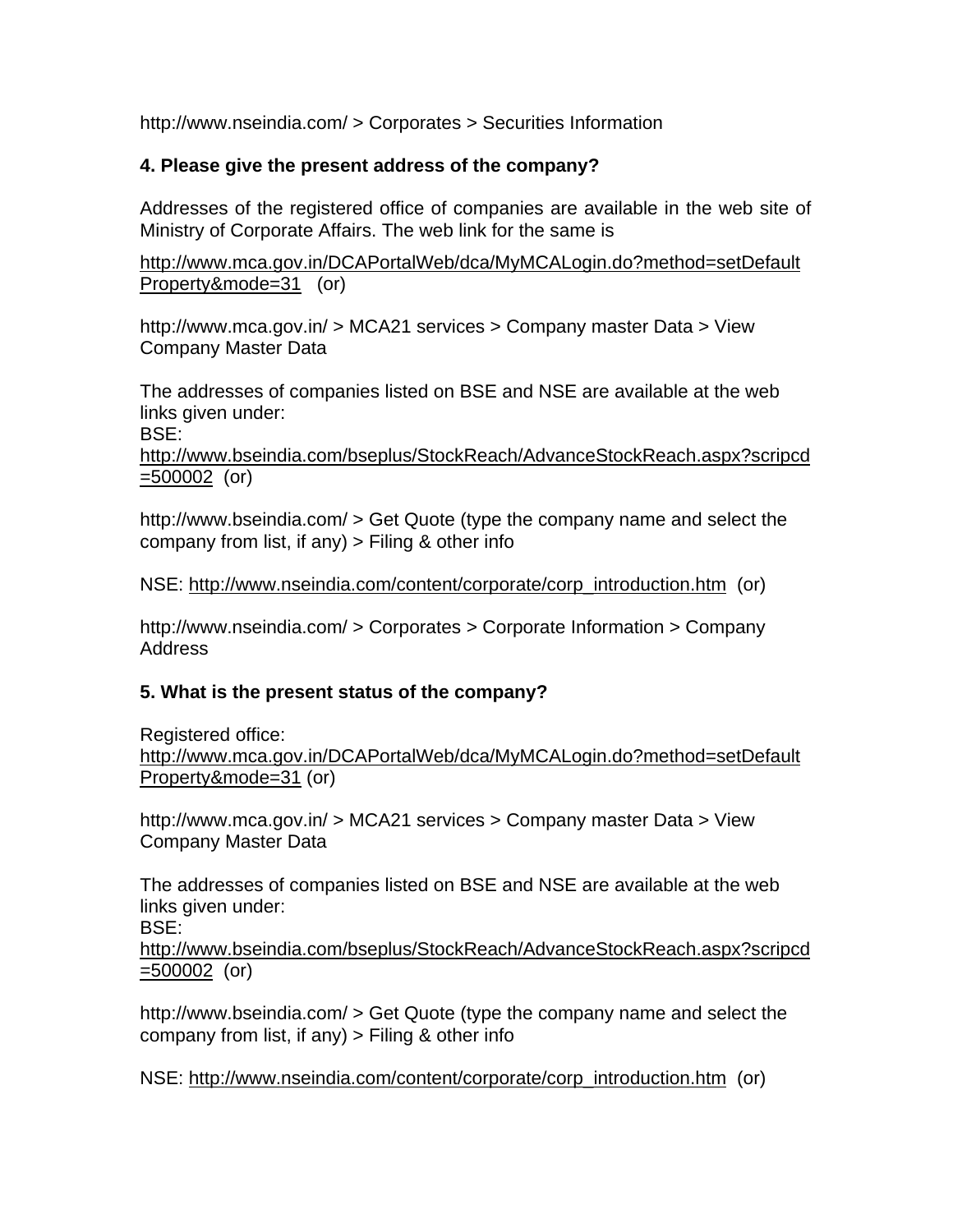http://www.nseindia.com/ > Corporates > Securities Information

**4. Please give the present address of the company?**

Addresses of the registered office of companies are available in the web site of Ministry of Corporate Affairs. The web link for the same is

http://www.mca.gov.in/DCAPortalWeb/dca/MyMCALogin.do?method=setDefaultProperty&mode=31 (or)

http://www.mca.gov.in/ > MCA21 services > Company master Data > View Company Master Data

The addresses of companies listed on BSE and NSE are available at the web links given under:
BSE:
http://www.bseindia.com/bseplus/StockReach/AdvanceStockReach.aspx?scripcd=500002 (or)

http://www.bseindia.com/ > Get Quote (type the company name and select the company from list, if any) > Filing & other info

NSE: http://www.nseindia.com/content/corporate/corp_introduction.htm (or)

http://www.nseindia.com/ > Corporates > Corporate Information > Company Address

**5. What is the present status of the company?**

Registered office:
http://www.mca.gov.in/DCAPortalWeb/dca/MyMCALogin.do?method=setDefaultProperty&mode=31 (or)

http://www.mca.gov.in/ > MCA21 services > Company master Data > View Company Master Data

The addresses of companies listed on BSE and NSE are available at the web links given under:
BSE:
http://www.bseindia.com/bseplus/StockReach/AdvanceStockReach.aspx?scripcd=500002 (or)

http://www.bseindia.com/ > Get Quote (type the company name and select the company from list, if any) > Filing & other info

NSE: http://www.nseindia.com/content/corporate/corp_introduction.htm (or)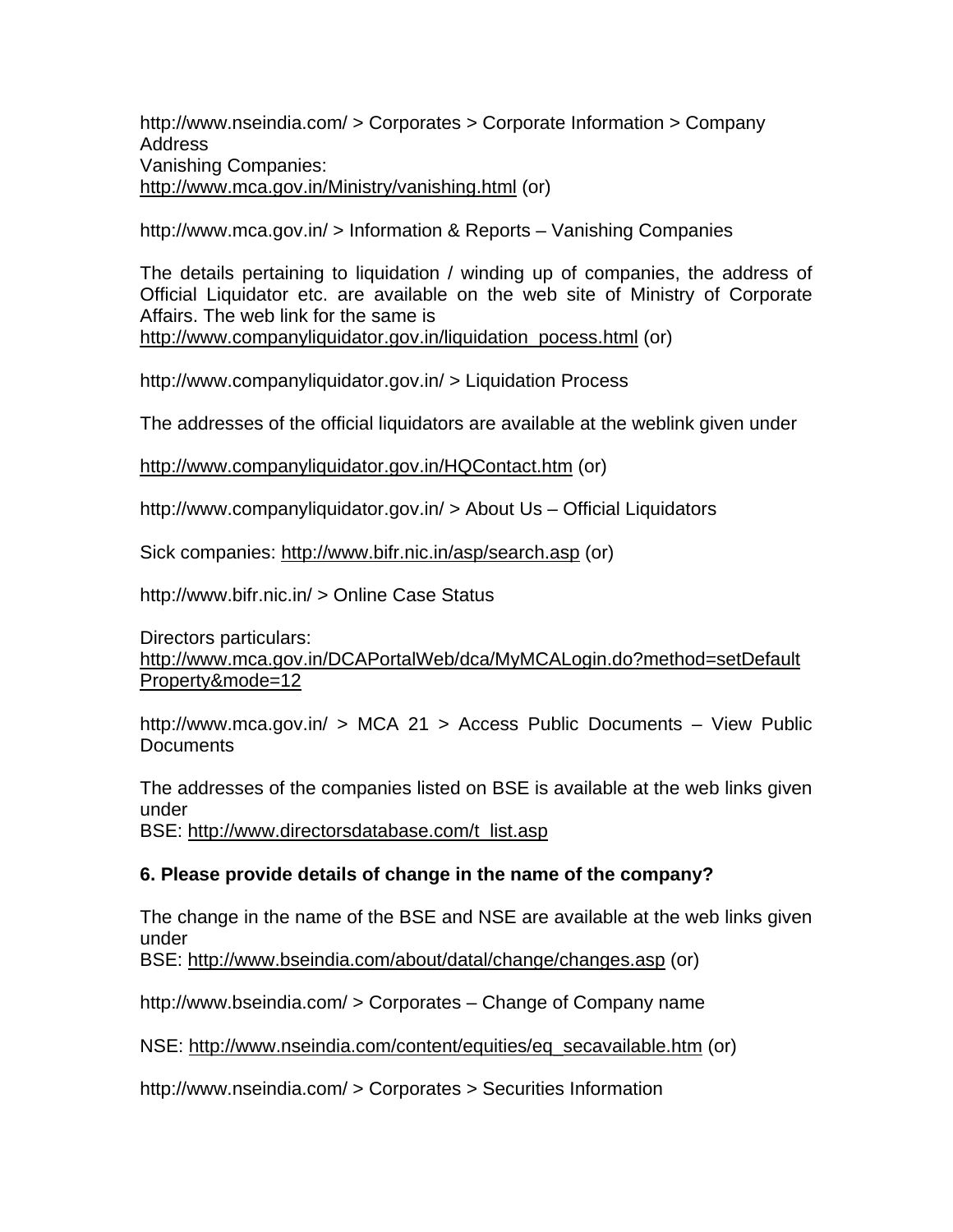http://www.nseindia.com/ > Corporates > Corporate Information > Company Address

Vanishing Companies:
http://www.mca.gov.in/Ministry/vanishing.html (or)

http://www.mca.gov.in/ > Information & Reports – Vanishing Companies

The details pertaining to liquidation / winding up of companies, the address of Official Liquidator etc. are available on the web site of Ministry of Corporate Affairs. The web link for the same is
http://www.companyliquidator.gov.in/liquidation_pocess.html (or)

http://www.companyliquidator.gov.in/ > Liquidation Process

The addresses of the official liquidators are available at the weblink given under

http://www.companyliquidator.gov.in/HQContact.htm (or)

http://www.companyliquidator.gov.in/ > About Us – Official Liquidators

Sick companies: http://www.bifr.nic.in/asp/search.asp (or)

http://www.bifr.nic.in/ > Online Case Status

Directors particulars:
http://www.mca.gov.in/DCAPortalWeb/dca/MyMCALogin.do?method=setDefaultProperty&mode=12

http://www.mca.gov.in/ > MCA 21 > Access Public Documents – View Public Documents

The addresses of the companies listed on BSE is available at the web links given under
BSE: http://www.directorsdatabase.com/t_list.asp

**6. Please provide details of change in the name of the company?**

The change in the name of the BSE and NSE are available at the web links given under
BSE: http://www.bseindia.com/about/datal/change/changes.asp (or)

http://www.bseindia.com/ > Corporates – Change of Company name

NSE: http://www.nseindia.com/content/equities/eq_secavailable.htm (or)

http://www.nseindia.com/ > Corporates > Securities Information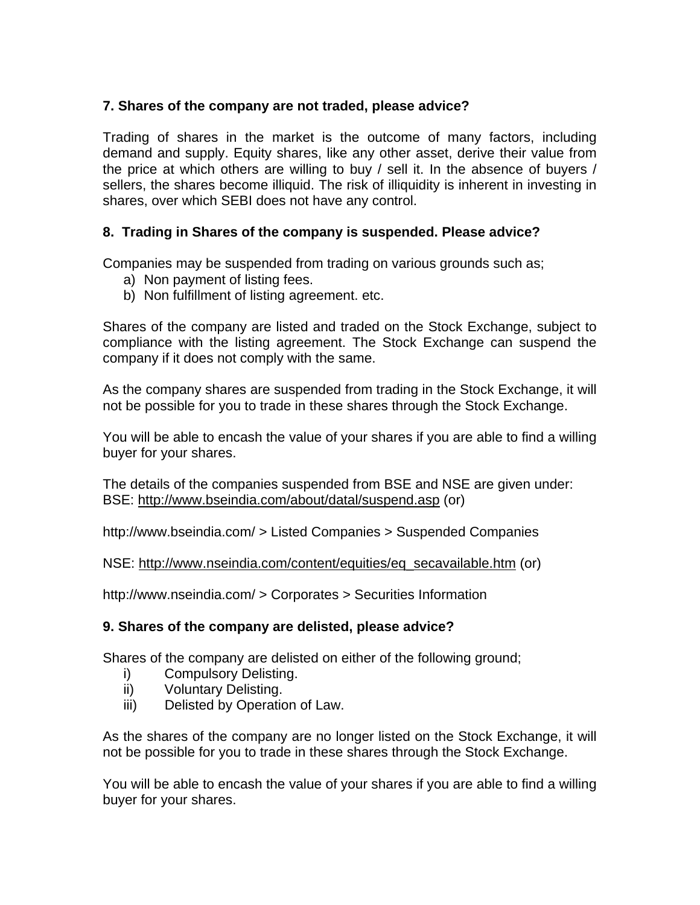**7. Shares of the company are not traded, please advice?**

Trading of shares in the market is the outcome of many factors, including demand and supply. Equity shares, like any other asset, derive their value from the price at which others are willing to buy / sell it. In the absence of buyers / sellers, the shares become illiquid. The risk of illiquidity is inherent in investing in shares, over which SEBI does not have any control.

**8. Trading in Shares of the company is suspended. Please advice?**

Companies may be suspended from trading on various grounds such as;

a) Non payment of listing fees.
b) Non fulfillment of listing agreement. etc.

Shares of the company are listed and traded on the Stock Exchange, subject to compliance with the listing agreement. The Stock Exchange can suspend the company if it does not comply with the same.

As the company shares are suspended from trading in the Stock Exchange, it will not be possible for you to trade in these shares through the Stock Exchange.

You will be able to encash the value of your shares if you are able to find a willing buyer for your shares.

The details of the companies suspended from BSE and NSE are given under:
BSE: http://www.bseindia.com/about/datal/suspend.asp (or)

http://www.bseindia.com/ > Listed Companies > Suspended Companies

NSE: http://www.nseindia.com/content/equities/eq_secavailable.htm (or)

http://www.nseindia.com/ > Corporates > Securities Information

**9. Shares of the company are delisted, please advice?**

Shares of the company are delisted on either of the following ground;

i) Compulsory Delisting.
ii) Voluntary Delisting.
iii) Delisted by Operation of Law.

As the shares of the company are no longer listed on the Stock Exchange, it will not be possible for you to trade in these shares through the Stock Exchange.

You will be able to encash the value of your shares if you are able to find a willing buyer for your shares.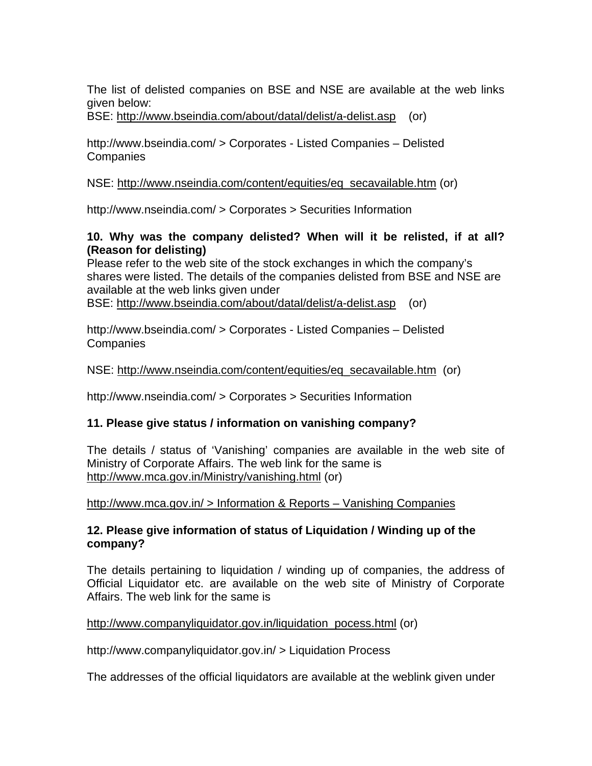The list of delisted companies on BSE and NSE are available at the web links given below:
BSE: http://www.bseindia.com/about/datal/delist/a-delist.asp (or)

http://www.bseindia.com/ > Corporates - Listed Companies – Delisted Companies

NSE: http://www.nseindia.com/content/equities/eq_secavailable.htm (or)

http://www.nseindia.com/ > Corporates > Securities Information

**10. Why was the company delisted? When will it be relisted, if at all? (Reason for delisting)**

Please refer to the web site of the stock exchanges in which the company's shares were listed. The details of the companies delisted from BSE and NSE are available at the web links given under
BSE: http://www.bseindia.com/about/datal/delist/a-delist.asp (or)

http://www.bseindia.com/ > Corporates - Listed Companies – Delisted Companies

NSE: http://www.nseindia.com/content/equities/eq_secavailable.htm (or)

http://www.nseindia.com/ > Corporates > Securities Information

**11. Please give status / information on vanishing company?**

The details / status of 'Vanishing' companies are available in the web site of Ministry of Corporate Affairs. The web link for the same is http://www.mca.gov.in/Ministry/vanishing.html (or)

http://www.mca.gov.in/ > Information & Reports – Vanishing Companies

**12. Please give information of status of Liquidation / Winding up of the company?**

The details pertaining to liquidation / winding up of companies, the address of Official Liquidator etc. are available on the web site of Ministry of Corporate Affairs. The web link for the same is

http://www.companyliquidator.gov.in/liquidation_pocess.html (or)

http://www.companyliquidator.gov.in/ > Liquidation Process

The addresses of the official liquidators are available at the weblink given under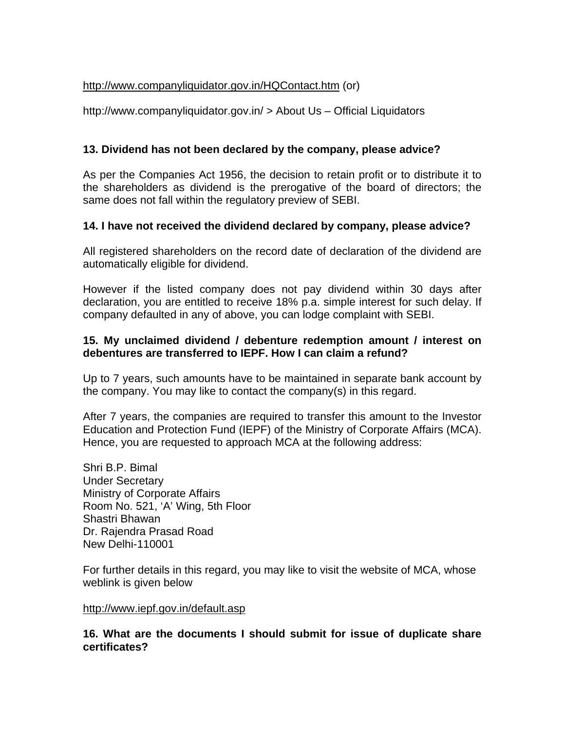http://www.companyliquidator.gov.in/HQContact.htm (or)

http://www.companyliquidator.gov.in/ > About Us – Official Liquidators

**13. Dividend has not been declared by the company, please advice?**

As per the Companies Act 1956, the decision to retain profit or to distribute it to the shareholders as dividend is the prerogative of the board of directors; the same does not fall within the regulatory preview of SEBI.

**14. I have not received the dividend declared by company, please advice?**

All registered shareholders on the record date of declaration of the dividend are automatically eligible for dividend.

However if the listed company does not pay dividend within 30 days after declaration, you are entitled to receive 18% p.a. simple interest for such delay. If company defaulted in any of above, you can lodge complaint with SEBI.

**15. My unclaimed dividend / debenture redemption amount / interest on debentures are transferred to IEPF. How I can claim a refund?**

Up to 7 years, such amounts have to be maintained in separate bank account by the company. You may like to contact the company(s) in this regard.

After 7 years, the companies are required to transfer this amount to the Investor Education and Protection Fund (IEPF) of the Ministry of Corporate Affairs (MCA). Hence, you are requested to approach MCA at the following address:

Shri B.P. Bimal
Under Secretary
Ministry of Corporate Affairs
Room No. 521, 'A' Wing, 5th Floor
Shastri Bhawan
Dr. Rajendra Prasad Road
New Delhi-110001

For further details in this regard, you may like to visit the website of MCA, whose weblink is given below

http://www.iepf.gov.in/default.asp

**16. What are the documents I should submit for issue of duplicate share certificates?**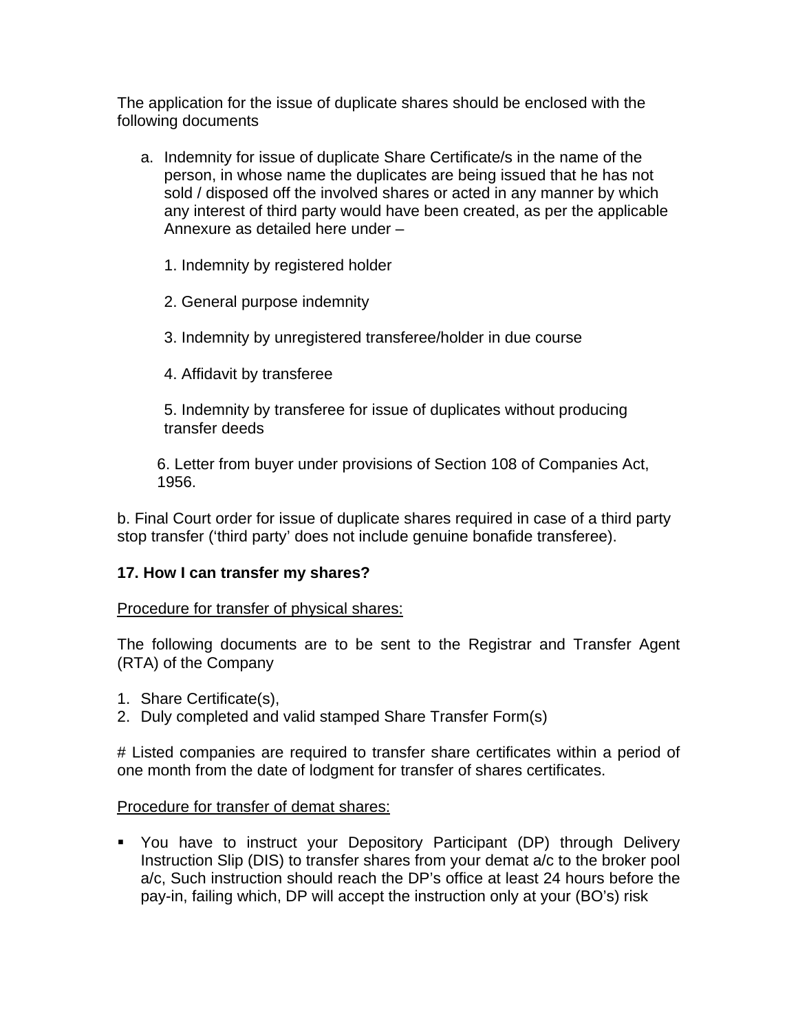The application for the issue of duplicate shares should be enclosed with the following documents

a. Indemnity for issue of duplicate Share Certificate/s in the name of the person, in whose name the duplicates are being issued that he has not sold / disposed off the involved shares or acted in any manner by which any interest of third party would have been created, as per the applicable Annexure as detailed here under –

   1. Indemnity by registered holder

   2. General purpose indemnity

   3. Indemnity by unregistered transferee/holder in due course

   4. Affidavit by transferee

   5. Indemnity by transferee for issue of duplicates without producing transfer deeds

   6. Letter from buyer under provisions of Section 108 of Companies Act, 1956.

b. Final Court order for issue of duplicate shares required in case of a third party stop transfer ('third party' does not include genuine bonafide transferee).

**17. How I can transfer my shares?**

<u>Procedure for transfer of physical shares:</u>

The following documents are to be sent to the Registrar and Transfer Agent (RTA) of the Company

1. Share Certificate(s),
2. Duly completed and valid stamped Share Transfer Form(s)

# Listed companies are required to transfer share certificates within a period of one month from the date of lodgment for transfer of shares certificates.

<u>Procedure for transfer of demat shares:</u>

- You have to instruct your Depository Participant (DP) through Delivery Instruction Slip (DIS) to transfer shares from your demat a/c to the broker pool a/c, Such instruction should reach the DP's office at least 24 hours before the pay-in, failing which, DP will accept the instruction only at your (BO's) risk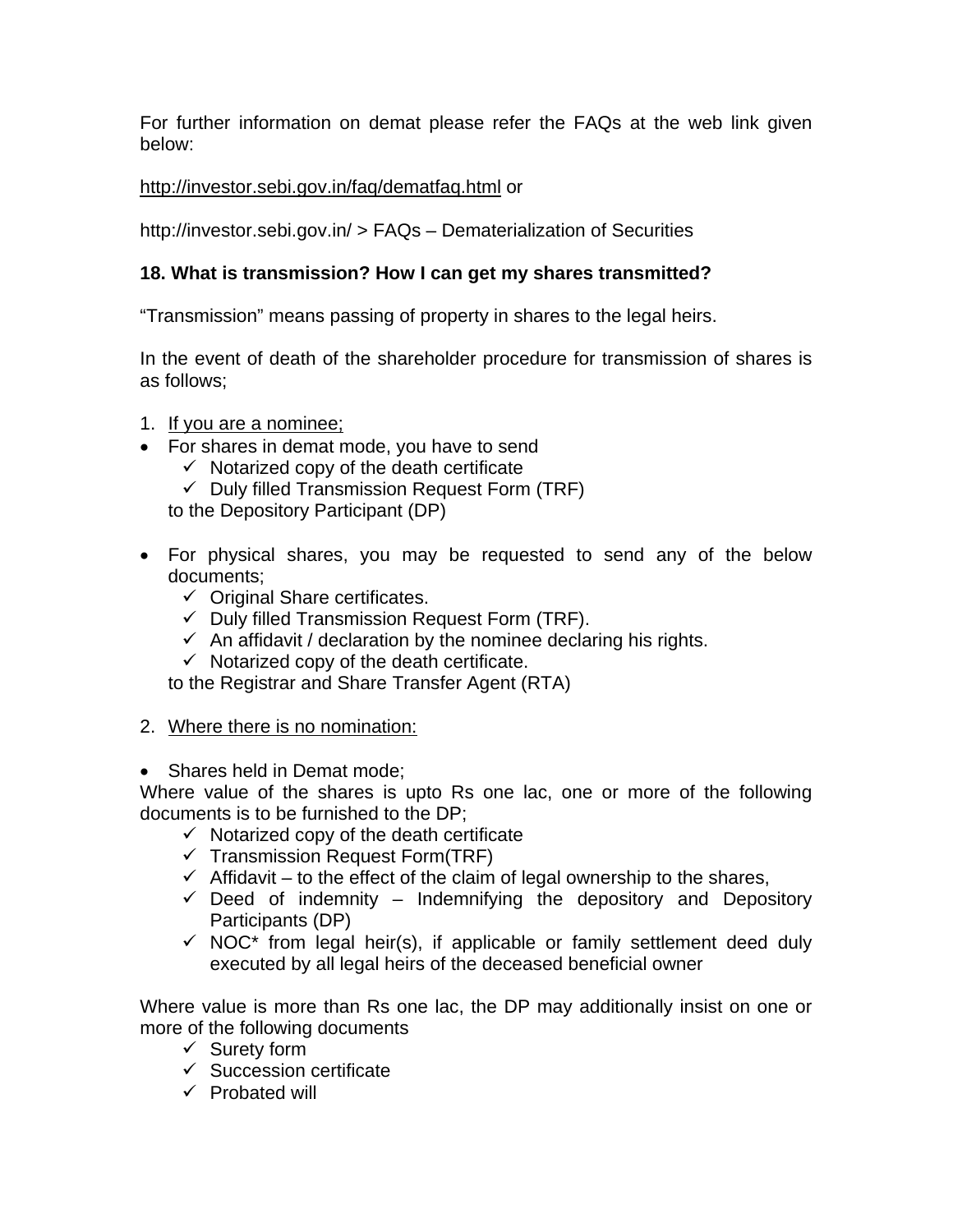For further information on demat please refer the FAQs at the web link given below:

http://investor.sebi.gov.in/faq/dematfaq.html or

http://investor.sebi.gov.in/ > FAQs – Dematerialization of Securities

**18. What is transmission? How I can get my shares transmitted?**

"Transmission" means passing of property in shares to the legal heirs.

In the event of death of the shareholder procedure for transmission of shares is as follows;

1. If you are a nominee;

- For shares in demat mode, you have to send
  - ✓ Notarized copy of the death certificate
  - ✓ Duly filled Transmission Request Form (TRF)

  to the Depository Participant (DP)

- For physical shares, you may be requested to send any of the below documents;
  - ✓ Original Share certificates.
  - ✓ Duly filled Transmission Request Form (TRF).
  - ✓ An affidavit / declaration by the nominee declaring his rights.
  - ✓ Notarized copy of the death certificate.

  to the Registrar and Share Transfer Agent (RTA)

2. Where there is no nomination:

- Shares held in Demat mode;

Where value of the shares is upto Rs one lac, one or more of the following documents is to be furnished to the DP;

- ✓ Notarized copy of the death certificate
- ✓ Transmission Request Form(TRF)
- ✓ Affidavit – to the effect of the claim of legal ownership to the shares,
- ✓ Deed of indemnity – Indemnifying the depository and Depository Participants (DP)
- ✓ NOC* from legal heir(s), if applicable or family settlement deed duly executed by all legal heirs of the deceased beneficial owner

Where value is more than Rs one lac, the DP may additionally insist on one or more of the following documents

- ✓ Surety form
- ✓ Succession certificate
- ✓ Probated will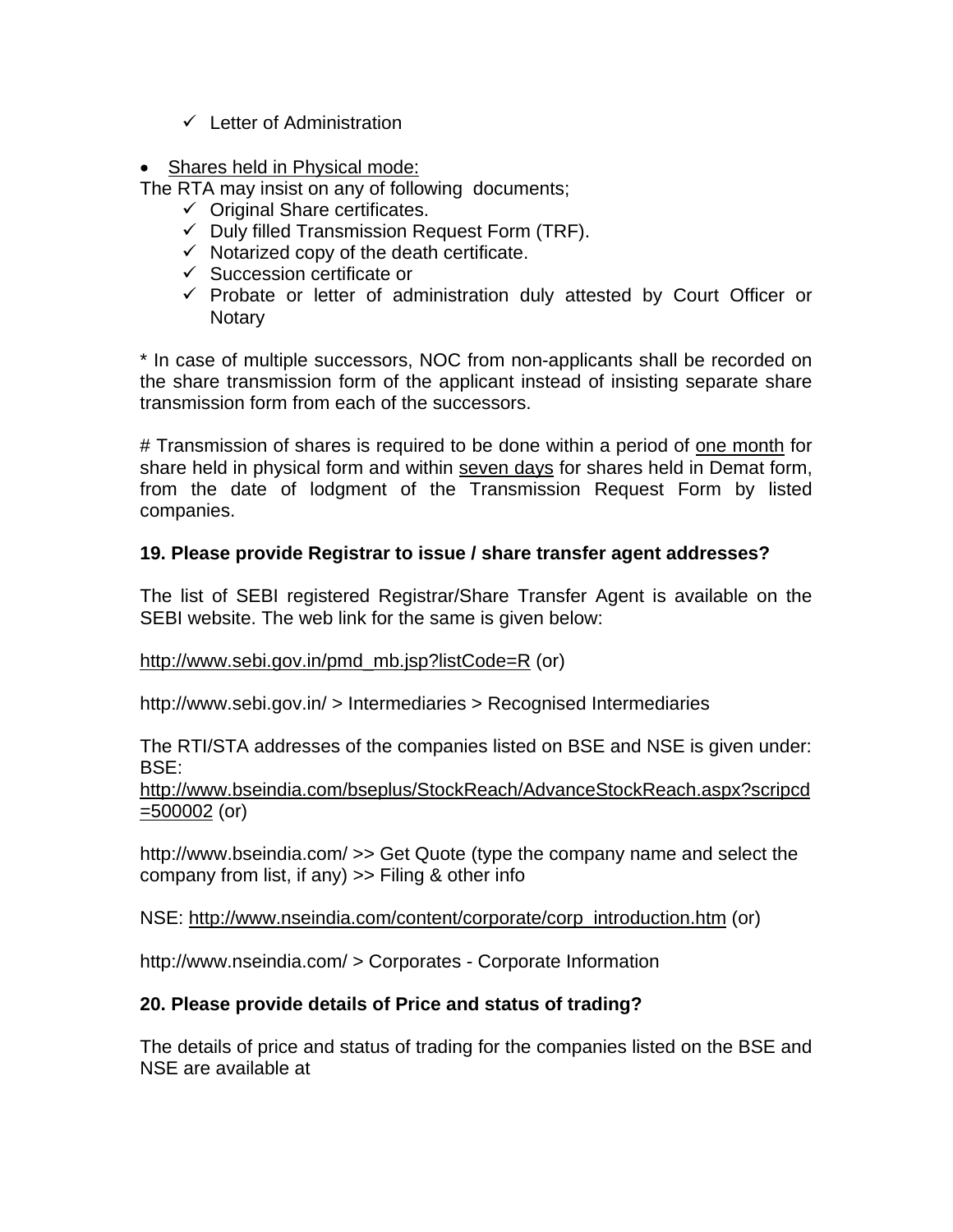- ✓ Letter of Administration

- Shares held in Physical mode:

The RTA may insist on any of following documents;

- ✓ Original Share certificates.
- ✓ Duly filled Transmission Request Form (TRF).
- ✓ Notarized copy of the death certificate.
- ✓ Succession certificate or
- ✓ Probate or letter of administration duly attested by Court Officer or Notary

* In case of multiple successors, NOC from non-applicants shall be recorded on the share transmission form of the applicant instead of insisting separate share transmission form from each of the successors.

# Transmission of shares is required to be done within a period of one month for share held in physical form and within seven days for shares held in Demat form, from the date of lodgment of the Transmission Request Form by listed companies.

**19. Please provide Registrar to issue / share transfer agent addresses?**

The list of SEBI registered Registrar/Share Transfer Agent is available on the SEBI website. The web link for the same is given below:

http://www.sebi.gov.in/pmd_mb.jsp?listCode=R (or)

http://www.sebi.gov.in/ > Intermediaries > Recognised Intermediaries

The RTI/STA addresses of the companies listed on BSE and NSE is given under:
BSE:
http://www.bseindia.com/bseplus/StockReach/AdvanceStockReach.aspx?scripcd=500002 (or)

http://www.bseindia.com/ >> Get Quote (type the company name and select the company from list, if any) >> Filing & other info

NSE: http://www.nseindia.com/content/corporate/corp_introduction.htm (or)

http://www.nseindia.com/ > Corporates - Corporate Information

**20. Please provide details of Price and status of trading?**

The details of price and status of trading for the companies listed on the BSE and NSE are available at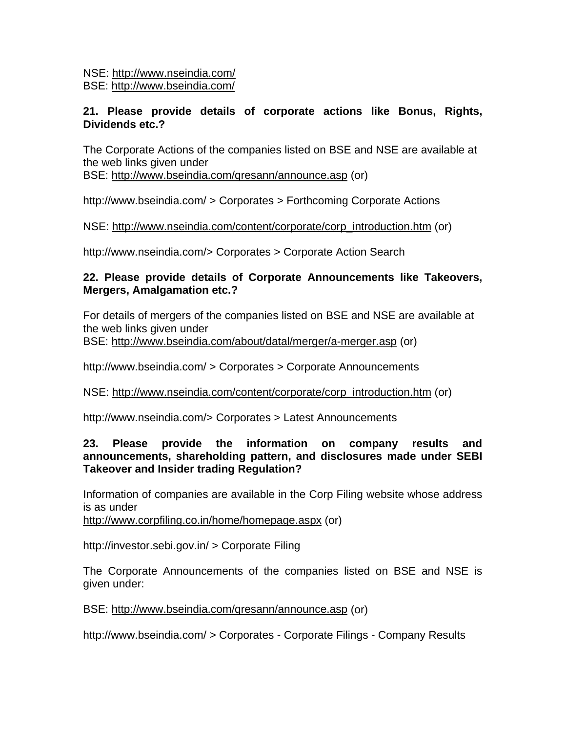NSE: http://www.nseindia.com/
BSE: http://www.bseindia.com/

**21. Please provide details of corporate actions like Bonus, Rights, Dividends etc.?**

The Corporate Actions of the companies listed on BSE and NSE are available at the web links given under
BSE: http://www.bseindia.com/qresann/announce.asp (or)

http://www.bseindia.com/ > Corporates > Forthcoming Corporate Actions

NSE: http://www.nseindia.com/content/corporate/corp_introduction.htm (or)

http://www.nseindia.com/> Corporates > Corporate Action Search

**22. Please provide details of Corporate Announcements like Takeovers, Mergers, Amalgamation etc.?**

For details of mergers of the companies listed on BSE and NSE are available at the web links given under
BSE: http://www.bseindia.com/about/datal/merger/a-merger.asp (or)

http://www.bseindia.com/ > Corporates > Corporate Announcements

NSE: http://www.nseindia.com/content/corporate/corp_introduction.htm (or)

http://www.nseindia.com/> Corporates > Latest Announcements

**23. Please provide the information on company results and announcements, shareholding pattern, and disclosures made under SEBI Takeover and Insider trading Regulation?**

Information of companies are available in the Corp Filing website whose address is as under
http://www.corpfiling.co.in/home/homepage.aspx (or)

http://investor.sebi.gov.in/ > Corporate Filing

The Corporate Announcements of the companies listed on BSE and NSE is given under:

BSE: http://www.bseindia.com/qresann/announce.asp (or)

http://www.bseindia.com/ > Corporates - Corporate Filings - Company Results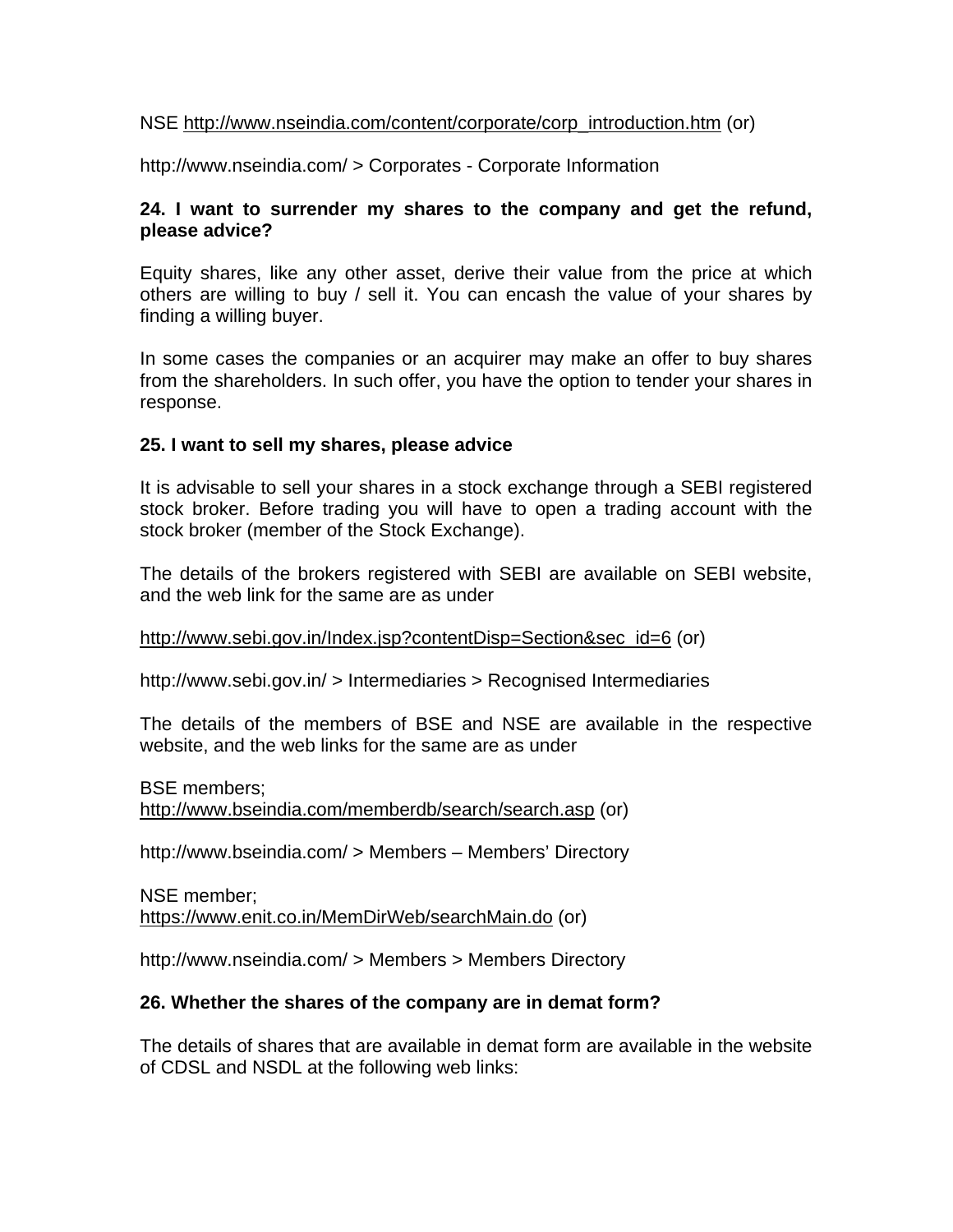NSE http://www.nseindia.com/content/corporate/corp_introduction.htm (or)

http://www.nseindia.com/ > Corporates - Corporate Information

**24. I want to surrender my shares to the company and get the refund, please advice?**

Equity shares, like any other asset, derive their value from the price at which others are willing to buy / sell it. You can encash the value of your shares by finding a willing buyer.

In some cases the companies or an acquirer may make an offer to buy shares from the shareholders. In such offer, you have the option to tender your shares in response.

**25. I want to sell my shares, please advice**

It is advisable to sell your shares in a stock exchange through a SEBI registered stock broker. Before trading you will have to open a trading account with the stock broker (member of the Stock Exchange).

The details of the brokers registered with SEBI are available on SEBI website, and the web link for the same are as under

http://www.sebi.gov.in/Index.jsp?contentDisp=Section&sec_id=6 (or)

http://www.sebi.gov.in/ > Intermediaries > Recognised Intermediaries

The details of the members of BSE and NSE are available in the respective website, and the web links for the same are as under

BSE members;
http://www.bseindia.com/memberdb/search/search.asp (or)

http://www.bseindia.com/ > Members – Members' Directory

NSE member;
https://www.enit.co.in/MemDirWeb/searchMain.do (or)

http://www.nseindia.com/ > Members > Members Directory

**26. Whether the shares of the company are in demat form?**

The details of shares that are available in demat form are available in the website of CDSL and NSDL at the following web links: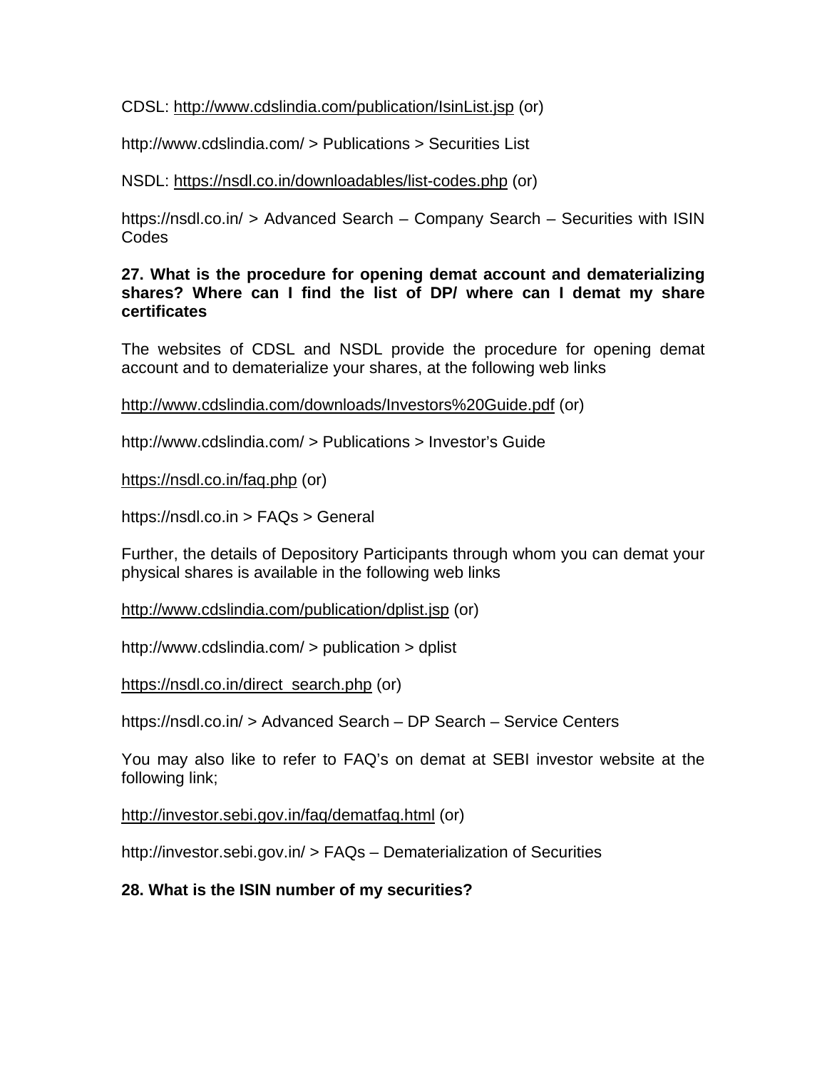CDSL: http://www.cdslindia.com/publication/IsinList.jsp (or)

http://www.cdslindia.com/ > Publications > Securities List

NSDL: https://nsdl.co.in/downloadables/list-codes.php (or)

https://nsdl.co.in/ > Advanced Search – Company Search – Securities with ISIN Codes

**27. What is the procedure for opening demat account and dematerializing shares? Where can I find the list of DP/ where can I demat my share certificates**

The websites of CDSL and NSDL provide the procedure for opening demat account and to dematerialize your shares, at the following web links

http://www.cdslindia.com/downloads/Investors%20Guide.pdf (or)

http://www.cdslindia.com/ > Publications > Investor's Guide

https://nsdl.co.in/faq.php (or)

https://nsdl.co.in > FAQs > General

Further, the details of Depository Participants through whom you can demat your physical shares is available in the following web links

http://www.cdslindia.com/publication/dplist.jsp (or)

http://www.cdslindia.com/ > publication > dplist

https://nsdl.co.in/direct_search.php (or)

https://nsdl.co.in/ > Advanced Search – DP Search – Service Centers

You may also like to refer to FAQ's on demat at SEBI investor website at the following link;

http://investor.sebi.gov.in/faq/dematfaq.html (or)

http://investor.sebi.gov.in/ > FAQs – Dematerialization of Securities

**28. What is the ISIN number of my securities?**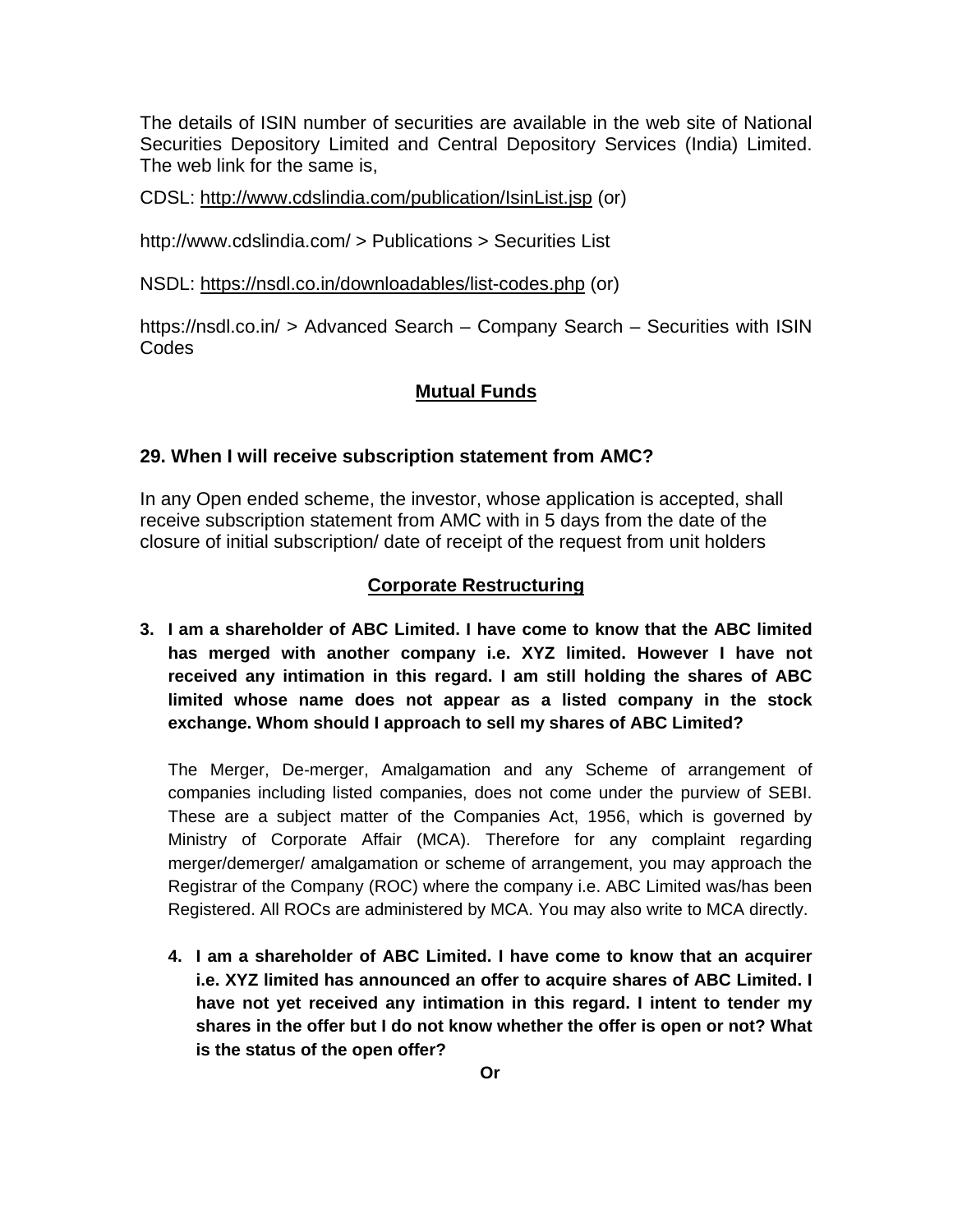The details of ISIN number of securities are available in the web site of National Securities Depository Limited and Central Depository Services (India) Limited. The web link for the same is,

CDSL: http://www.cdslindia.com/publication/IsinList.jsp (or)

http://www.cdslindia.com/ > Publications > Securities List

NSDL: https://nsdl.co.in/downloadables/list-codes.php (or)

https://nsdl.co.in/ > Advanced Search – Company Search – Securities with ISIN Codes

## Mutual Funds

**29. When I will receive subscription statement from AMC?**

In any Open ended scheme, the investor, whose application is accepted, shall receive subscription statement from AMC with in 5 days from the date of the closure of initial subscription/ date of receipt of the request from unit holders

## Corporate Restructuring

**3. I am a shareholder of ABC Limited. I have come to know that the ABC limited has merged with another company i.e. XYZ limited. However I have not received any intimation in this regard. I am still holding the shares of ABC limited whose name does not appear as a listed company in the stock exchange. Whom should I approach to sell my shares of ABC Limited?**

The Merger, De-merger, Amalgamation and any Scheme of arrangement of companies including listed companies, does not come under the purview of SEBI. These are a subject matter of the Companies Act, 1956, which is governed by Ministry of Corporate Affair (MCA). Therefore for any complaint regarding merger/demerger/ amalgamation or scheme of arrangement, you may approach the Registrar of the Company (ROC) where the company i.e. ABC Limited was/has been Registered. All ROCs are administered by MCA. You may also write to MCA directly.

**4. I am a shareholder of ABC Limited. I have come to know that an acquirer i.e. XYZ limited has announced an offer to acquire shares of ABC Limited. I have not yet received any intimation in this regard. I intent to tender my shares in the offer but I do not know whether the offer is open or not? What is the status of the open offer?**

**Or**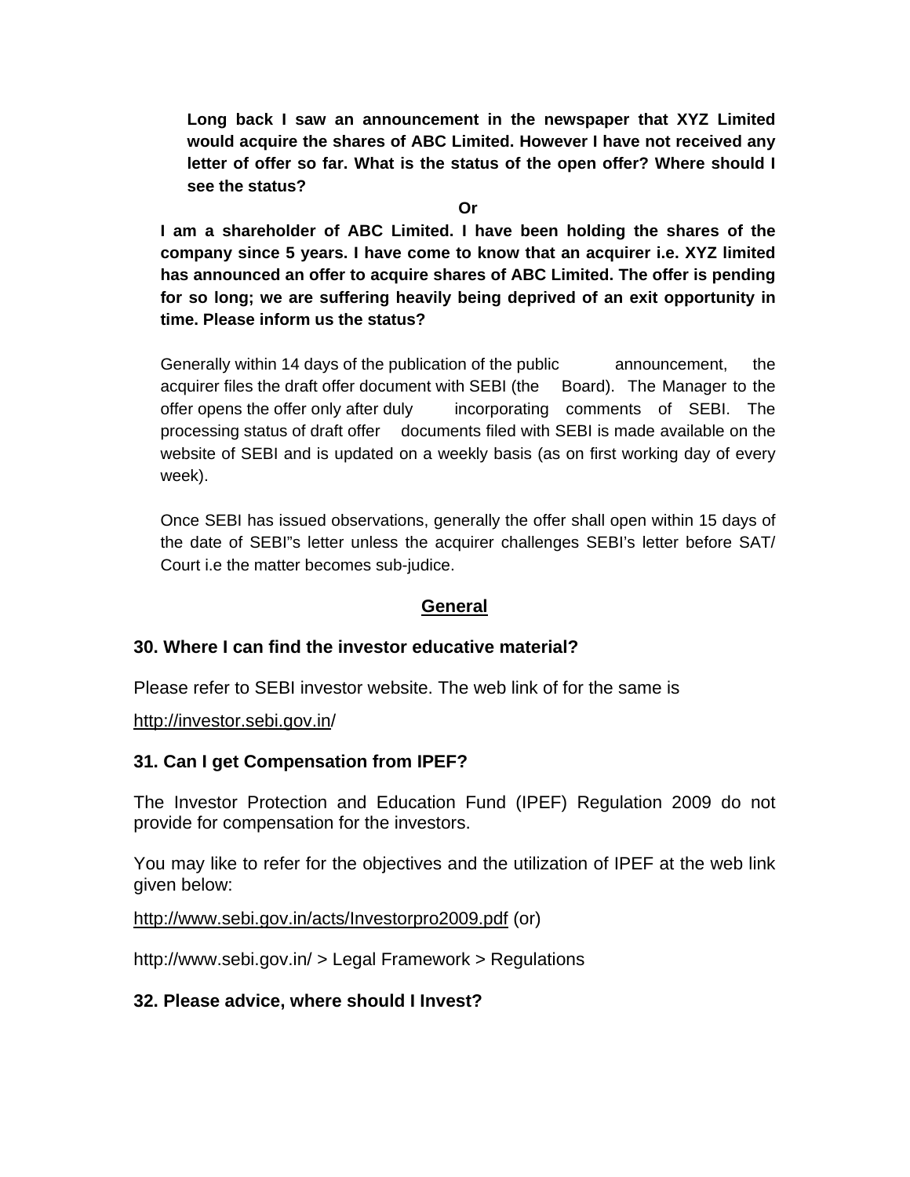**Long back I saw an announcement in the newspaper that XYZ Limited would acquire the shares of ABC Limited. However I have not received any letter of offer so far. What is the status of the open offer? Where should I see the status?**

**Or**

**I am a shareholder of ABC Limited. I have been holding the shares of the company since 5 years. I have come to know that an acquirer i.e. XYZ limited has announced an offer to acquire shares of ABC Limited. The offer is pending for so long; we are suffering heavily being deprived of an exit opportunity in time. Please inform us the status?**

Generally within 14 days of the publication of the public announcement, the acquirer files the draft offer document with SEBI (the Board). The Manager to the offer opens the offer only after duly incorporating comments of SEBI. The processing status of draft offer documents filed with SEBI is made available on the website of SEBI and is updated on a weekly basis (as on first working day of every week).

Once SEBI has issued observations, generally the offer shall open within 15 days of the date of SEBI"s letter unless the acquirer challenges SEBI's letter before SAT/ Court i.e the matter becomes sub-judice.

## General

**30. Where I can find the investor educative material?**

Please refer to SEBI investor website. The web link of for the same is

http://investor.sebi.gov.in/

**31. Can I get Compensation from IPEF?**

The Investor Protection and Education Fund (IPEF) Regulation 2009 do not provide for compensation for the investors.

You may like to refer for the objectives and the utilization of IPEF at the web link given below:

http://www.sebi.gov.in/acts/Investorpro2009.pdf (or)

http://www.sebi.gov.in/ > Legal Framework > Regulations

**32. Please advice, where should I Invest?**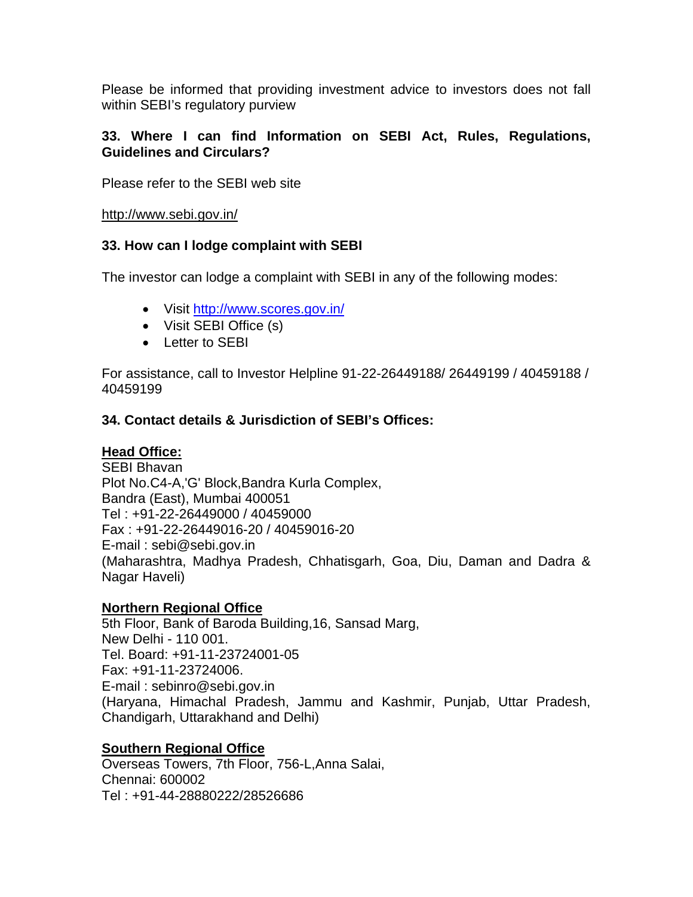Please be informed that providing investment advice to investors does not fall within SEBI's regulatory purview

**33. Where I can find Information on SEBI Act, Rules, Regulations, Guidelines and Circulars?**

Please refer to the SEBI web site

http://www.sebi.gov.in/

**33. How can I lodge complaint with SEBI**

The investor can lodge a complaint with SEBI in any of the following modes:

- Visit http://www.scores.gov.in/
- Visit SEBI Office (s)
- Letter to SEBI

For assistance, call to Investor Helpline 91-22-26449188/ 26449199 / 40459188 / 40459199

**34. Contact details & Jurisdiction of SEBI's Offices:**

**Head Office:**
SEBI Bhavan
Plot No.C4-A,'G' Block,Bandra Kurla Complex,
Bandra (East), Mumbai 400051
Tel : +91-22-26449000 / 40459000
Fax : +91-22-26449016-20 / 40459016-20
E-mail : sebi@sebi.gov.in
(Maharashtra, Madhya Pradesh, Chhatisgarh, Goa, Diu, Daman and Dadra & Nagar Haveli)

**Northern Regional Office**
5th Floor, Bank of Baroda Building,16, Sansad Marg,
New Delhi - 110 001.
Tel. Board: +91-11-23724001-05
Fax: +91-11-23724006.
E-mail : sebinro@sebi.gov.in
(Haryana, Himachal Pradesh, Jammu and Kashmir, Punjab, Uttar Pradesh, Chandigarh, Uttarakhand and Delhi)

**Southern Regional Office**
Overseas Towers, 7th Floor, 756-L,Anna Salai,
Chennai: 600002
Tel : +91-44-28880222/28526686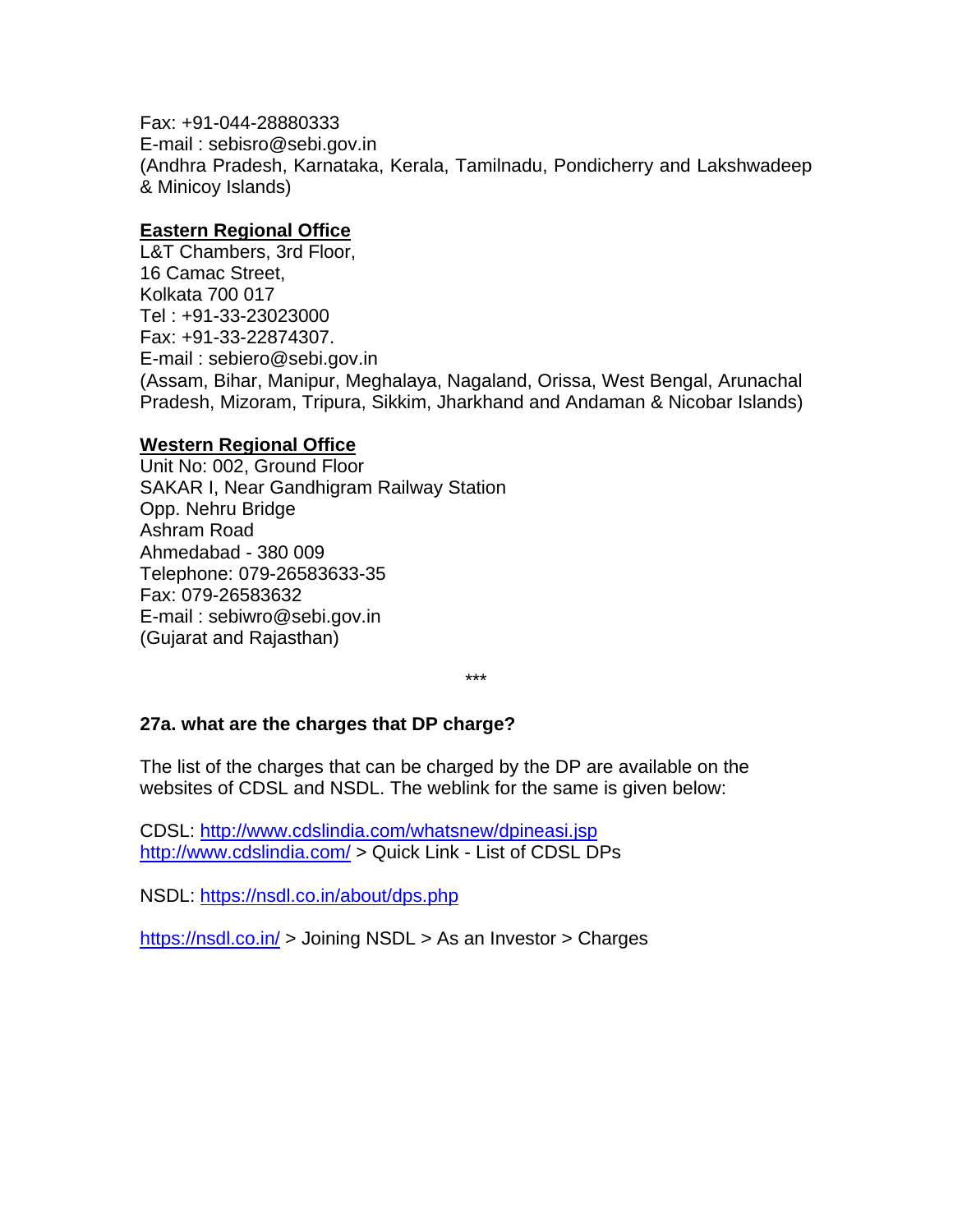Fax: +91-044-28880333
E-mail : sebisro@sebi.gov.in
(Andhra Pradesh, Karnataka, Kerala, Tamilnadu, Pondicherry and Lakshwadeep & Minicoy Islands)

**Eastern Regional Office**
L&T Chambers, 3rd Floor,
16 Camac Street,
Kolkata 700 017
Tel : +91-33-23023000
Fax: +91-33-22874307.
E-mail : sebiero@sebi.gov.in
(Assam, Bihar, Manipur, Meghalaya, Nagaland, Orissa, West Bengal, Arunachal Pradesh, Mizoram, Tripura, Sikkim, Jharkhand and Andaman & Nicobar Islands)

**Western Regional Office**
Unit No: 002, Ground Floor
SAKAR I, Near Gandhigram Railway Station
Opp. Nehru Bridge
Ashram Road
Ahmedabad - 380 009
Telephone: 079-26583633-35
Fax: 079-26583632
E-mail : sebiwro@sebi.gov.in
(Gujarat and Rajasthan)

***

**27a. what are the charges that DP charge?**

The list of the charges that can be charged by the DP are available on the websites of CDSL and NSDL. The weblink for the same is given below:

CDSL: http://www.cdslindia.com/whatsnew/dpineasi.jsp
http://www.cdslindia.com/ > Quick Link - List of CDSL DPs

NSDL: https://nsdl.co.in/about/dps.php

https://nsdl.co.in/ > Joining NSDL > As an Investor > Charges